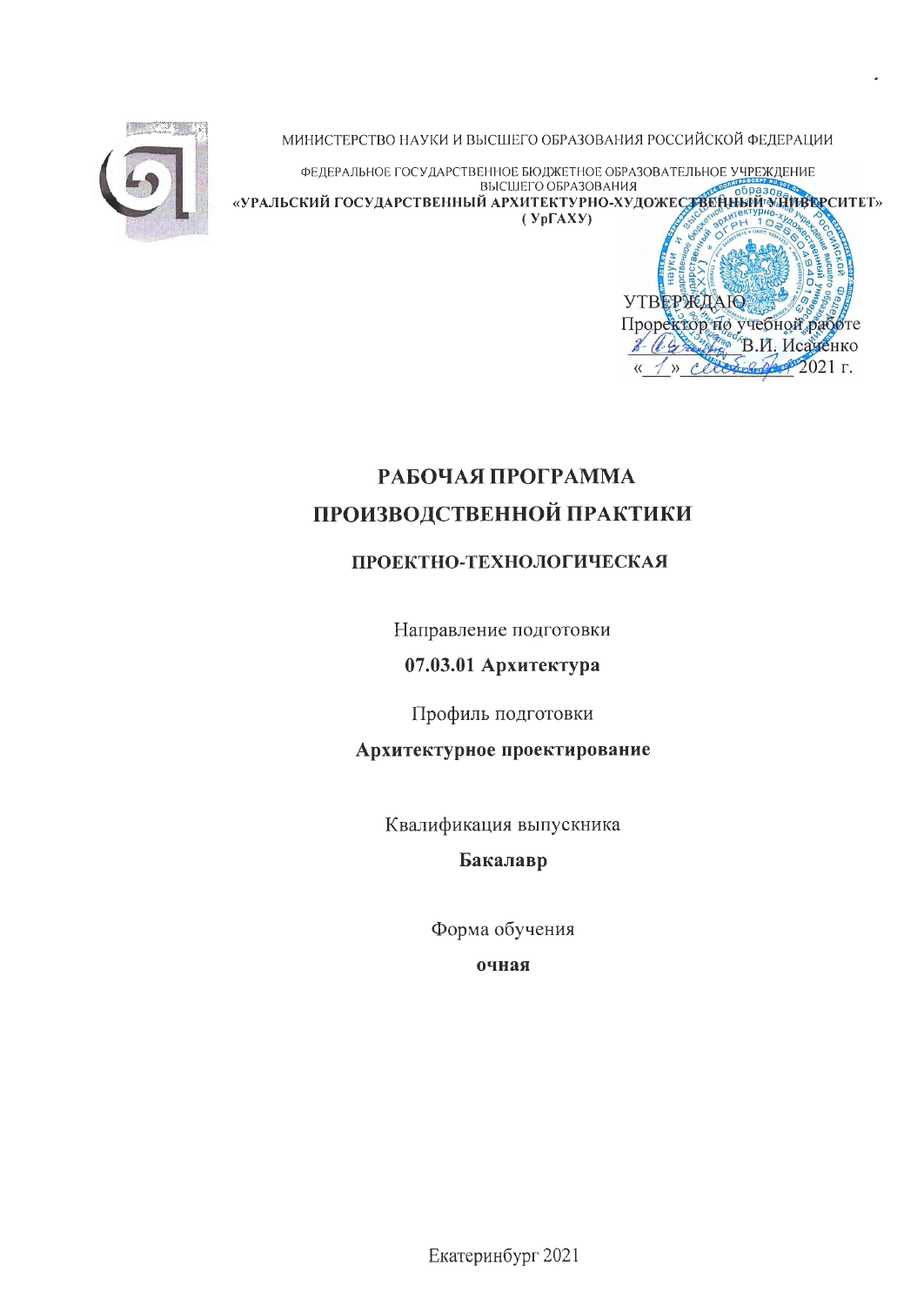МИНИСТЕРСТВО НАУКИ И ВЫСШЕГО ОБРАЗОВАНИЯ РОССИЙСКОЙ ФЕДЕРАЦИИ

ФЕДЕРАЛЬНОЕ ГОСУДАРСТВЕННОЕ БЮДЖЕТНОЕ ОБРАЗОВАТЕЛЬНОЕ УЧРЕЖДЕНИЕ ВЫСШЕГО ОБРАЗОВАНИЯ

**«УРАЛЬСКИЙ ГОСУДАРСТВЕННЫЙ АРХИТЕКТУРНО-ХУДОЖЕСТВЕННЫЙ УНИВЕРСИТЕТ»**
**( УрГАХУ)**

УТВЕРЖДАЮ
Проректор по учебной работе
_____________ В.И. Исаченко
«\_1\_» \_\_\_\_\_\_\_\_\_\_\_ 2021 г.

# РАБОЧАЯ ПРОГРАММА
# ПРОИЗВОДСТВЕННОЙ ПРАКТИКИ

## ПРОЕКТНО-ТЕХНОЛОГИЧЕСКАЯ

Направление подготовки

**07.03.01 Архитектура**

Профиль подготовки

**Архитектурное проектирование**

Квалификация выпускника

**Бакалавр**

Форма обучения

**очная**

Екатеринбург 2021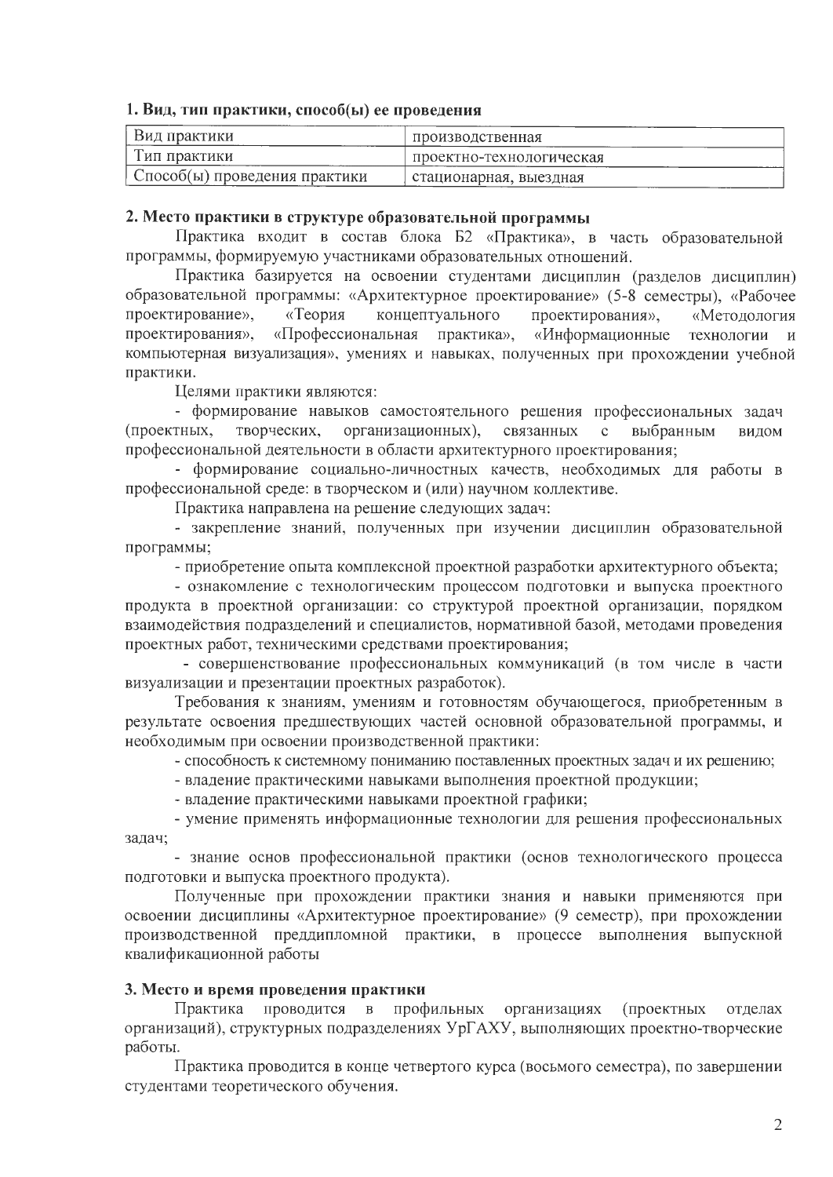### 1. Вид, тип практики, способ(ы) ее проведения

| Вид практики | производственная |
|---|---|
| Тип практики | проектно-технологическая |
| Способ(ы) проведения практики | стационарная, выездная |

### 2. Место практики в структуре образовательной программы

Практика входит в состав блока Б2 «Практика», в часть образовательной программы, формируемую участниками образовательных отношений.

Практика базируется на освоении студентами дисциплин (разделов дисциплин) образовательной программы: «Архитектурное проектирование» (5-8 семестры), «Рабочее проектирование», «Теория концептуального проектирования», «Методология проектирования», «Профессиональная практика», «Информационные технологии и компьютерная визуализация», умениях и навыках, полученных при прохождении учебной практики.

Целями практики являются:

- формирование навыков самостоятельного решения профессиональных задач (проектных, творческих, организационных), связанных с выбранным видом профессиональной деятельности в области архитектурного проектирования;
- формирование социально-личностных качеств, необходимых для работы в профессиональной среде: в творческом и (или) научном коллективе.

Практика направлена на решение следующих задач:

- закрепление знаний, полученных при изучении дисциплин образовательной программы;
- приобретение опыта комплексной проектной разработки архитектурного объекта;
- ознакомление с технологическим процессом подготовки и выпуска проектного продукта в проектной организации: со структурой проектной организации, порядком взаимодействия подразделений и специалистов, нормативной базой, методами проведения проектных работ, техническими средствами проектирования;
- совершенствование профессиональных коммуникаций (в том числе в части визуализации и презентации проектных разработок).

Требования к знаниям, умениям и готовностям обучающегося, приобретенным в результате освоения предшествующих частей основной образовательной программы, и необходимым при освоении производственной практики:

- способность к системному пониманию поставленных проектных задач и их решению;
- владение практическими навыками выполнения проектной продукции;
- владение практическими навыками проектной графики;
- умение применять информационные технологии для решения профессиональных задач;
- знание основ профессиональной практики (основ технологического процесса подготовки и выпуска проектного продукта).

Полученные при прохождении практики знания и навыки применяются при освоении дисциплины «Архитектурное проектирование» (9 семестр), при прохождении производственной преддипломной практики, в процессе выполнения выпускной квалификационной работы

### 3. Место и время проведения практики

Практика проводится в профильных организациях (проектных отделах организаций), структурных подразделениях УрГАХУ, выполняющих проектно-творческие работы.

Практика проводится в конце четвертого курса (восьмого семестра), по завершении студентами теоретического обучения.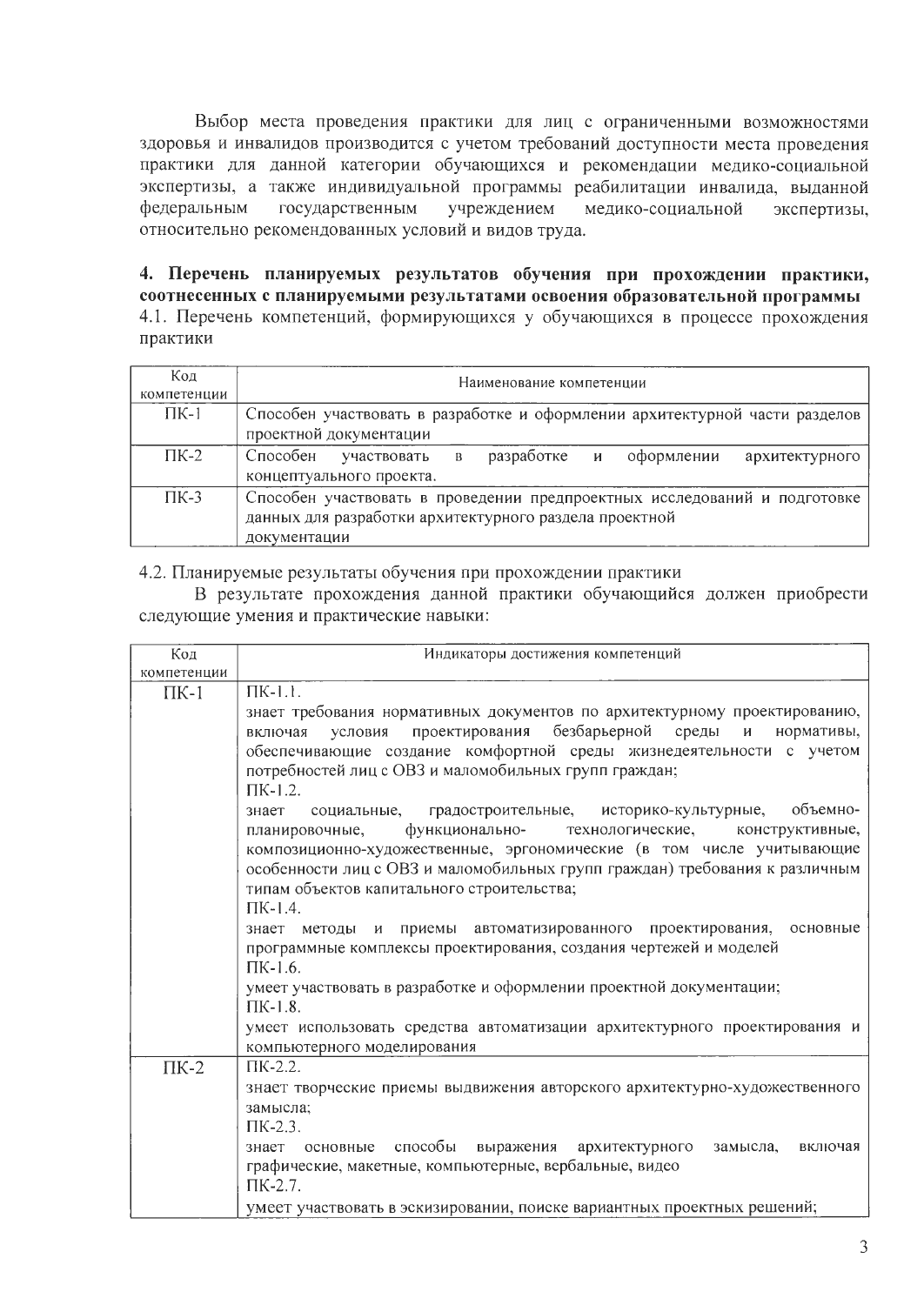Выбор места проведения практики для лиц с ограниченными возможностями здоровья и инвалидов производится с учетом требований доступности места проведения практики для данной категории обучающихся и рекомендации медико-социальной экспертизы, а также индивидуальной программы реабилитации инвалида, выданной федеральным государственным учреждением медико-социальной экспертизы, относительно рекомендованных условий и видов труда.

## 4. Перечень планируемых результатов обучения при прохождении практики, соотнесенных с планируемыми результатами освоения образовательной программы

4.1. Перечень компетенций, формирующихся у обучающихся в процессе прохождения практики

| Код компетенции | Наименование компетенции |
|---|---|
| ПК-1 | Способен участвовать в разработке и оформлении архитектурной части разделов проектной документации |
| ПК-2 | Способен участвовать в разработке и оформлении архитектурного концептуального проекта. |
| ПК-3 | Способен участвовать в проведении предпроектных исследований и подготовке данных для разработки архитектурного раздела проектной документации |

4.2. Планируемые результаты обучения при прохождении практики

В результате прохождения данной практики обучающийся должен приобрести следующие умения и практические навыки:

| Код компетенции | Индикаторы достижения компетенций |
|---|---|
| ПК-1 | ПК-1.1.<br>знает требования нормативных документов по архитектурному проектированию, включая условия проектирования безбарьерной среды и нормативы, обеспечивающие создание комфортной среды жизнедеятельности с учетом потребностей лиц с ОВЗ и маломобильных групп граждан;<br>ПК-1.2.<br>знает социальные, градостроительные, историко-культурные, объемно-планировочные, функционально- технологические, конструктивные, композиционно-художественные, эргономические (в том числе учитывающие особенности лиц с ОВЗ и маломобильных групп граждан) требования к различным типам объектов капитального строительства;<br>ПК-1.4.<br>знает методы и приемы автоматизированного проектирования, основные программные комплексы проектирования, создания чертежей и моделей<br>ПК-1.6.<br>умеет участвовать в разработке и оформлении проектной документации;<br>ПК-1.8.<br>умеет использовать средства автоматизации архитектурного проектирования и компьютерного моделирования |
| ПК-2 | ПК-2.2.<br>знает творческие приемы выдвижения авторского архитектурно-художественного замысла;<br>ПК-2.3.<br>знает основные способы выражения архитектурного замысла, включая графические, макетные, компьютерные, вербальные, видео<br>ПК-2.7.<br>умеет участвовать в эскизировании, поиске вариантных проектных решений; |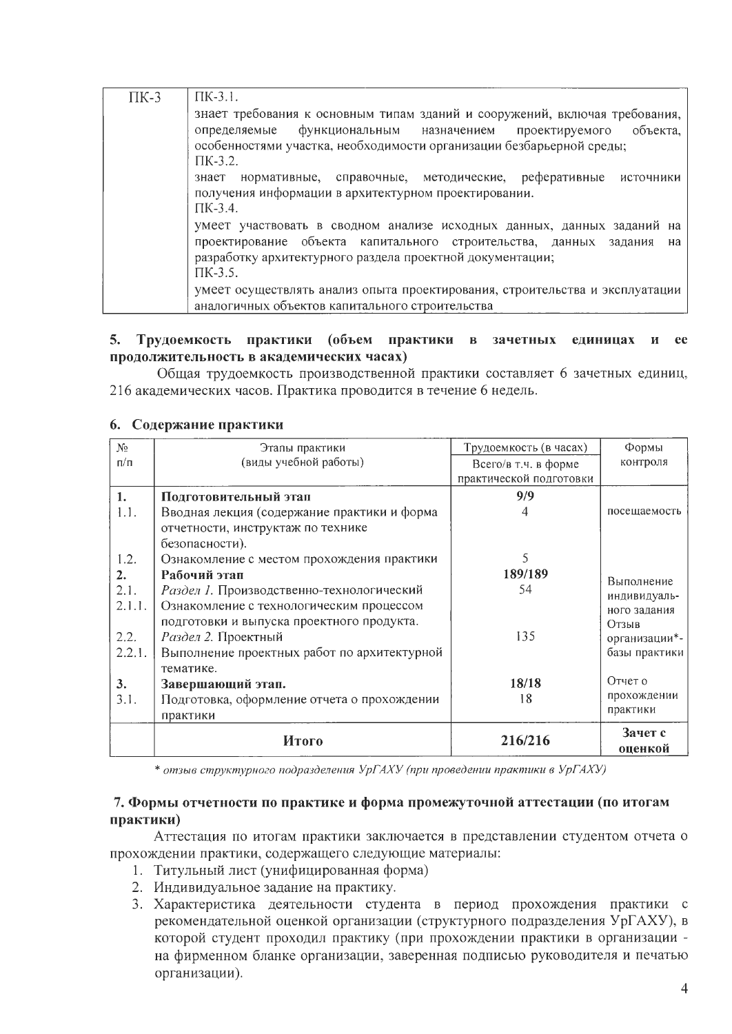| ПК-3 | ПК-3.1.<br>знает требования к основным типам зданий и сооружений, включая требования, определяемые функциональным назначением проектируемого объекта, особенностями участка, необходимости организации безбарьерной среды;<br>ПК-3.2.<br>знает нормативные, справочные, методические, реферативные источники получения информации в архитектурном проектировании.<br>ПК-3.4.<br>умеет участвовать в сводном анализе исходных данных, данных заданий на проектирование объекта капитального строительства, данных задания на разработку архитектурного раздела проектной документации;<br>ПК-3.5.<br>умеет осуществлять анализ опыта проектирования, строительства и эксплуатации аналогичных объектов капитального строительства |
|---|---|

## 5. Трудоемкость практики (объем практики в зачетных единицах и ее продолжительность в академических часах)

Общая трудоемкость производственной практики составляет 6 зачетных единиц, 216 академических часов. Практика проводится в течение 6 недель.

## 6. Содержание практики

| № п/п | Этапы практики (виды учебной работы) | Трудоемкость (в часах) Всего/в т.ч. в форме практической подготовки | Формы контроля |
|---|---|---|---|
| **1.** | **Подготовительный этап** | **9/9** | |
| 1.1. | Вводная лекция (содержание практики и форма отчетности, инструктаж по технике безопасности). | 4 | посещаемость |
| 1.2. | Ознакомление с местом прохождения практики | 5 | |
| **2.** | **Рабочий этап** | **189/189** | Выполнение индивидуального задания |
| 2.1. | *Раздел 1.* Производственно-технологический | 54 | |
| 2.1.1. | Ознакомление с технологическим процессом подготовки и выпуска проектного продукта. | | Отзыв организации*-базы практики |
| 2.2. | *Раздел 2.* Проектный | 135 | |
| 2.2.1. | Выполнение проектных работ по архитектурной тематике. | | |
| **3.** | **Завершающий этап.** | **18/18** | Отчет о прохождении практики |
| 3.1. | Подготовка, оформление отчета о прохождении практики | 18 | |
| | **Итого** | **216/216** | **Зачет с оценкой** |

*\* отзыв структурного подразделения УрГАХУ (при проведении практики в УрГАХУ)*

## 7. Формы отчетности по практике и форма промежуточной аттестации (по итогам практики)

Аттестация по итогам практики заключается в представлении студентом отчета о прохождении практики, содержащего следующие материалы:

1. Титульный лист (унифицированная форма)
2. Индивидуальное задание на практику.
3. Характеристика деятельности студента в период прохождения практики с рекомендательной оценкой организации (структурного подразделения УрГАХУ), в которой студент проходил практику (при прохождении практики в организации - на фирменном бланке организации, заверенная подписью руководителя и печатью организации).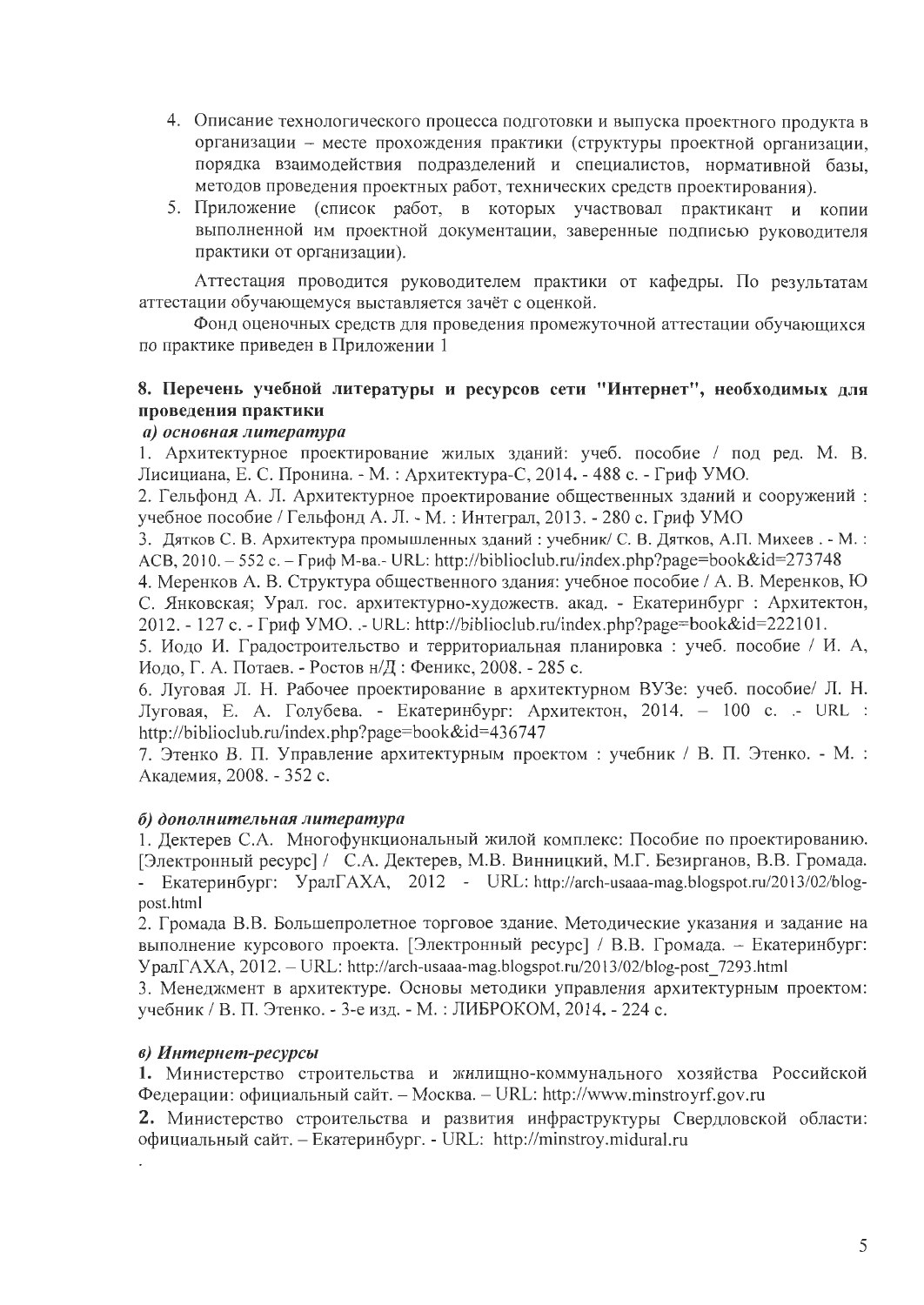4. Описание технологического процесса подготовки и выпуска проектного продукта в организации – месте прохождения практики (структуры проектной организации, порядка взаимодействия подразделений и специалистов, нормативной базы, методов проведения проектных работ, технических средств проектирования).
5. Приложение (список работ, в которых участвовал практикант и копии выполненной им проектной документации, заверенные подписью руководителя практики от организации).

Аттестация проводится руководителем практики от кафедры. По результатам аттестации обучающемуся выставляется зачёт с оценкой.

Фонд оценочных средств для проведения промежуточной аттестации обучающихся по практике приведен в Приложении 1

## 8. Перечень учебной литературы и ресурсов сети "Интернет", необходимых для проведения практики

***а) основная литература***

1. Архитектурное проектирование жилых зданий: учеб. пособие / под ред. М. В. Лисициана, Е. С. Пронина. - М. : Архитектура-С, 2014. - 488 с. - Гриф УМО.
2. Гельфонд А. Л. Архитектурное проектирование общественных зданий и сооружений : учебное пособие / Гельфонд А. Л. - М. : Интеграл, 2013. - 280 с. Гриф УМО
3. Дятков С. В. Архитектура промышленных зданий : учебник/ С. В. Дятков, А.П. Михеев . - М. : АСВ, 2010. – 552 с. – Гриф М-ва.- URL: http://biblioclub.ru/index.php?page=book&id=273748
4. Меренков А. В. Структура общественного здания: учебное пособие / А. В. Меренков, Ю С. Янковская; Урал. гос. архитектурно-художеств. акад. - Екатеринбург : Архитектон, 2012. - 127 с. - Гриф УМО. .- URL: http://biblioclub.ru/index.php?page=book&id=222101.
5. Иодо И. Градостроительство и территориальная планировка : учеб. пособие / И. А, Иодо, Г. А. Потаев. - Ростов н/Д : Феникс, 2008. - 285 с.
6. Луговая Л. Н. Рабочее проектирование в архитектурном ВУЗе: учеб. пособие/ Л. Н. Луговая, Е. А. Голубева. - Екатеринбург: Архитектон, 2014. – 100 с. .- URL : http://biblioclub.ru/index.php?page=book&id=436747
7. Этенко В. П. Управление архитектурным проектом : учебник / В. П. Этенко. - М. : Академия, 2008. - 352 с.

***б) дополнительная литература***

1. Дектерев С.А. Многофункциональный жилой комплекс: Пособие по проектированию. [Электронный ресурс] / С.А. Дектерев, М.В. Винницкий, М.Г. Безирганов, В.В. Громада. - Екатеринбург: УралГАХА, 2012 - URL: http://arch-usaaa-mag.blogspot.ru/2013/02/blog-post.html
2. Громада В.В. Большепролетное торговое здание. Методические указания и задание на выполнение курсового проекта. [Электронный ресурс] / В.В. Громада. – Екатеринбург: УралГАХА, 2012. – URL: http://arch-usaaa-mag.blogspot.ru/2013/02/blog-post_7293.html
3. Менеджмент в архитектуре. Основы методики управления архитектурным проектом: учебник / В. П. Этенко. - 3-е изд. - М. : ЛИБРОКОМ, 2014. - 224 с.

***в) Интернет-ресурсы***

1. Министерство строительства и жилищно-коммунального хозяйства Российской Федерации: официальный сайт. – Москва. – URL: http://www.minstroyrf.gov.ru
2. Министерство строительства и развития инфраструктуры Свердловской области: официальный сайт. – Екатеринбург. - URL: http://minstroy.midural.ru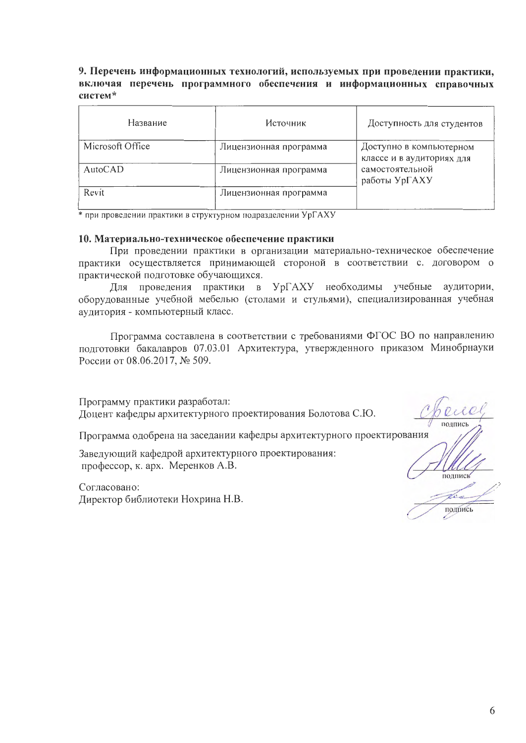**9. Перечень информационных технологий, используемых при проведении практики, включая перечень программного обеспечения и информационных справочных систем***

| Название | Источник | Доступность для студентов |
|---|---|---|
| Microsoft Office | Лицензионная программа | Доступно в компьютерном классе и в аудиториях для самостоятельной работы УрГАХУ |
| AutoCAD | Лицензионная программа | |
| Revit | Лицензионная программа | |

* при проведении практики в структурном подразделении УрГАХУ

**10. Материально-техническое обеспечение практики**

При проведении практики в организации материально-техническое обеспечение практики осуществляется принимающей стороной в соответствии с. договором о практической подготовке обучающихся.

Для проведения практики в УрГАХУ необходимы учебные аудитории, оборудованные учебной мебелью (столами и стульями), специализированная учебная аудитория - компьютерный класс.

Программа составлена в соответствии с требованиями ФГОС ВО по направлению подготовки бакалавров 07.03.01 Архитектура, утвержденного приказом Минобрнауки России от 08.06.2017, № 509.

Программу практики разработал:
Доцент кафедры архитектурного проектирования Болотова С.Ю. \_\_\_\_\_\_\_\_ подпись

Программа одобрена на заседании кафедры архитектурного проектирования

Заведующий кафедрой архитектурного проектирования:
профессор, к. арх. Меренков А.В. \_\_\_\_\_\_\_\_ подпись

Согласовано:
Директор библиотеки Нохрина Н.В. \_\_\_\_\_\_\_\_ подпись